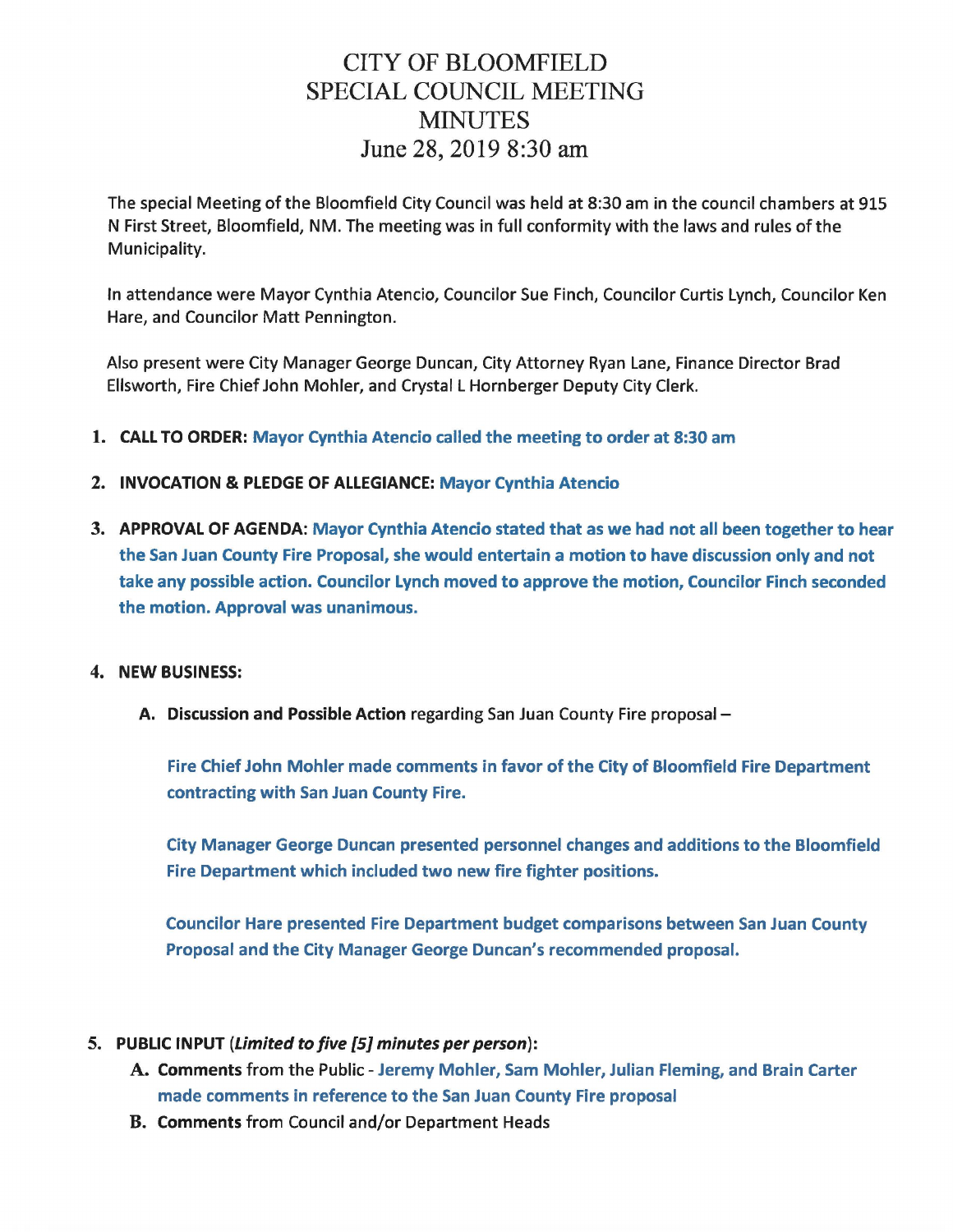# CITY OF BLOOMFIELD
# SPECIAL COUNCIL MEETING
# MINUTES
## June 28, 2019 8:30 am

The special Meeting of the Bloomfield City Council was held at 8:30 am in the council chambers at 915 N First Street, Bloomfield, NM. The meeting was in full conformity with the laws and rules of the Municipality.

In attendance were Mayor Cynthia Atencio, Councilor Sue Finch, Councilor Curtis Lynch, Councilor Ken Hare, and Councilor Matt Pennington.

Also present were City Manager George Duncan, City Attorney Ryan Lane, Finance Director Brad Ellsworth, Fire Chief John Mohler, and Crystal L Hornberger Deputy City Clerk.

1. **CALL TO ORDER:** **Mayor Cynthia Atencio called the meeting to order at 8:30 am**
2. **INVOCATION & PLEDGE OF ALLEGIANCE:** **Mayor Cynthia Atencio**
3. **APPROVAL OF AGENDA:** **Mayor Cynthia Atencio stated that as we had not all been together to hear the San Juan County Fire Proposal, she would entertain a motion to have discussion only and not take any possible action. Councilor Lynch moved to approve the motion, Councilor Finch seconded the motion. Approval was unanimous.**

4. **NEW BUSINESS:**
   - **A. Discussion and Possible Action** regarding San Juan County Fire proposal –

     **Fire Chief John Mohler made comments in favor of the City of Bloomfield Fire Department contracting with San Juan County Fire.**

     **City Manager George Duncan presented personnel changes and additions to the Bloomfield Fire Department which included two new fire fighter positions.**

     **Councilor Hare presented Fire Department budget comparisons between San Juan County Proposal and the City Manager George Duncan's recommended proposal.**

5. **PUBLIC INPUT** ***(Limited to five [5] minutes per person)*:**
   - **A. Comments** from the Public - **Jeremy Mohler, Sam Mohler, Julian Fleming, and Brain Carter made comments in reference to the San Juan County Fire proposal**
   - **B. Comments** from Council and/or Department Heads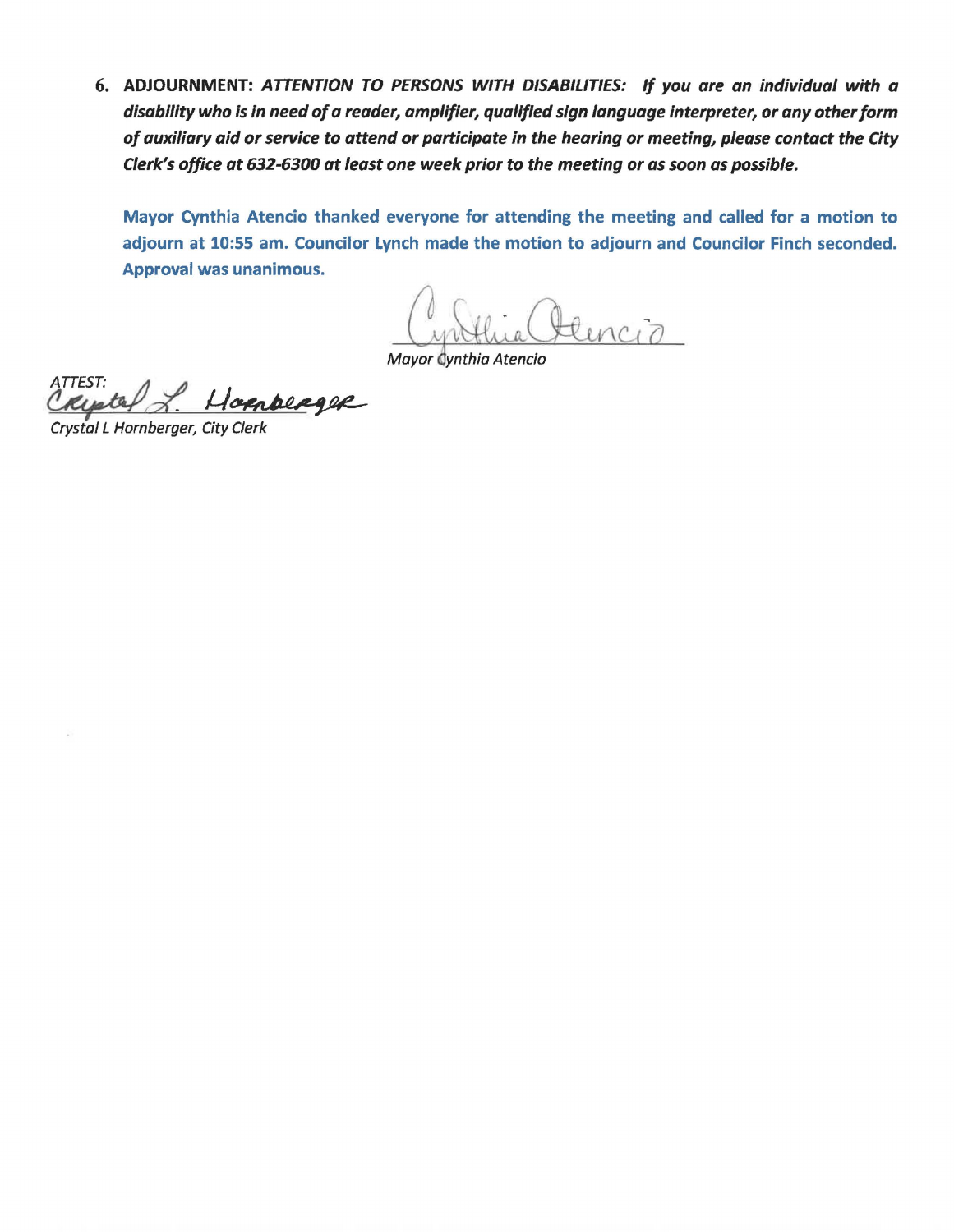6. **ADJOURNMENT:** ***ATTENTION TO PERSONS WITH DISABILITIES: If you are an individual with a disability who is in need of a reader, amplifier, qualified sign language interpreter, or any other form of auxiliary aid or service to attend or participate in the hearing or meeting, please contact the City Clerk's office at 632-6300 at least one week prior to the meeting or as soon as possible.***

   **Mayor Cynthia Atencio thanked everyone for attending the meeting and called for a motion to adjourn at 10:55 am. Councilor Lynch made the motion to adjourn and Councilor Finch seconded. Approval was unanimous.**

Cynthia Atencio

*Mayor Cynthia Atencio*

*ATTEST:*

Crystal L. Hornberger

*Crystal L Hornberger, City Clerk*